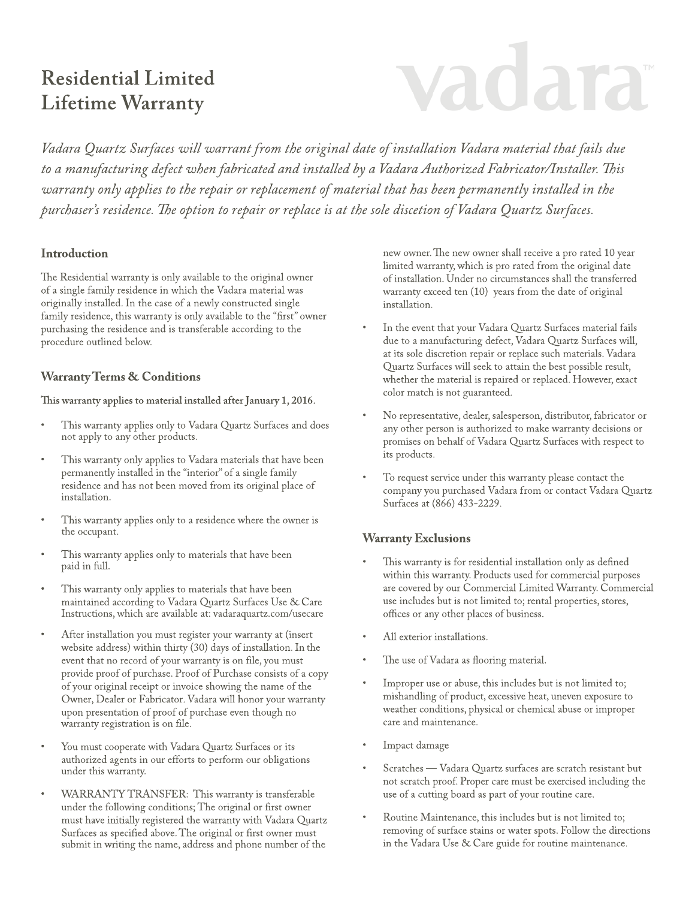# Residential Limited Lifetime Warranty

vadara™

*Vadara Quartz Surfaces will warrant from the original date of installation Vadara material that fails due to a manufacturing defect when fabricated and installed by a Vadara Authorized Fabricator/Installer. This warranty only applies to the repair or replacement of material that has been permanently installed in the purchaser's residence. The option to repair or replace is at the sole discetion of Vadara Quartz Surfaces.*

## Introduction

The Residential warranty is only available to the original owner of a single family residence in which the Vadara material was originally installed. In the case of a newly constructed single family residence, this warranty is only available to the "first" owner purchasing the residence and is transferable according to the procedure outlined below.

## Warranty Terms & Conditions

**This warranty applies to material installed after January 1, 2016.**

- This warranty applies only to Vadara Quartz Surfaces and does not apply to any other products.
- This warranty only applies to Vadara materials that have been permanently installed in the "interior" of a single family residence and has not been moved from its original place of installation.
- This warranty applies only to a residence where the owner is the occupant.
- This warranty applies only to materials that have been paid in full.
- This warranty only applies to materials that have been maintained according to Vadara Quartz Surfaces Use & Care Instructions, which are available at: vadaraquartz.com/usecare
- After installation you must register your warranty at (insert website address) within thirty (30) days of installation. In the event that no record of your warranty is on file, you must provide proof of purchase. Proof of Purchase consists of a copy of your original receipt or invoice showing the name of the Owner, Dealer or Fabricator. Vadara will honor your warranty upon presentation of proof of purchase even though no warranty registration is on file.
- You must cooperate with Vadara Quartz Surfaces or its authorized agents in our efforts to perform our obligations under this warranty.
- WARRANTY TRANSFER: This warranty is transferable under the following conditions; The original or first owner must have initially registered the warranty with Vadara Quartz Surfaces as specified above. The original or first owner must submit in writing the name, address and phone number of the new owner. The new owner shall receive a pro rated 10 year limited warranty, which is pro rated from the original date of installation. Under no circumstances shall the transferred warranty exceed ten (10) years from the date of original installation.
- In the event that your Vadara Quartz Surfaces material fails due to a manufacturing defect, Vadara Quartz Surfaces will, at its sole discretion repair or replace such materials. Vadara Quartz Surfaces will seek to attain the best possible result, whether the material is repaired or replaced. However, exact color match is not guaranteed.
- No representative, dealer, salesperson, distributor, fabricator or any other person is authorized to make warranty decisions or promises on behalf of Vadara Quartz Surfaces with respect to its products.
- To request service under this warranty please contact the company you purchased Vadara from or contact Vadara Quartz Surfaces at (866) 433-2229.

## Warranty Exclusions

- This warranty is for residential installation only as defined within this warranty. Products used for commercial purposes are covered by our Commercial Limited Warranty. Commercial use includes but is not limited to; rental properties, stores, offices or any other places of business.
- All exterior installations.
- The use of Vadara as flooring material.
- Improper use or abuse, this includes but is not limited to; mishandling of product, excessive heat, uneven exposure to weather conditions, physical or chemical abuse or improper care and maintenance.
- Impact damage
- Scratches — Vadara Quartz surfaces are scratch resistant but not scratch proof. Proper care must be exercised including the use of a cutting board as part of your routine care.
- Routine Maintenance, this includes but is not limited to; removing of surface stains or water spots. Follow the directions in the Vadara Use & Care guide for routine maintenance.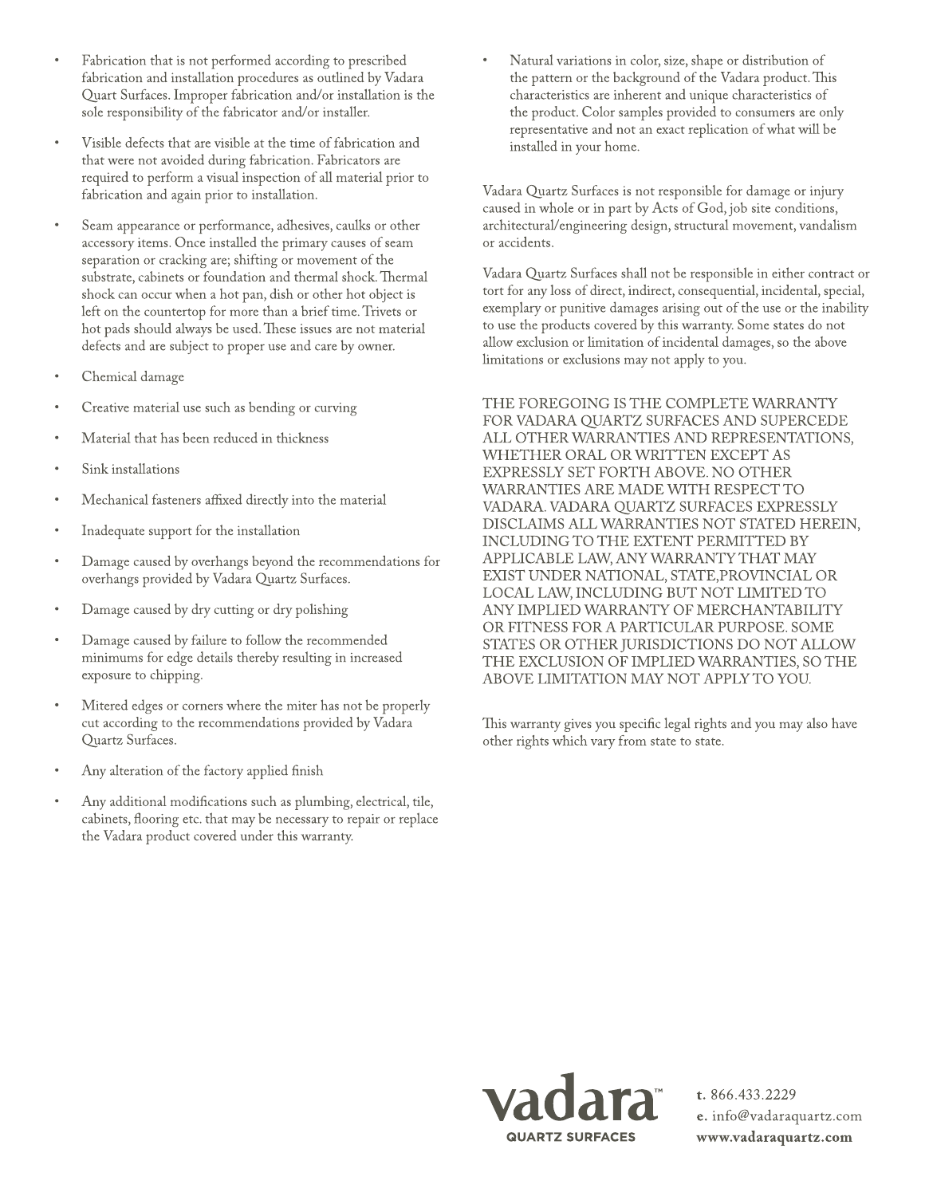- Fabrication that is not performed according to prescribed fabrication and installation procedures as outlined by Vadara Quart Surfaces. Improper fabrication and/or installation is the sole responsibility of the fabricator and/or installer.
- Visible defects that are visible at the time of fabrication and that were not avoided during fabrication. Fabricators are required to perform a visual inspection of all material prior to fabrication and again prior to installation.
- Seam appearance or performance, adhesives, caulks or other accessory items. Once installed the primary causes of seam separation or cracking are; shifting or movement of the substrate, cabinets or foundation and thermal shock. Thermal shock can occur when a hot pan, dish or other hot object is left on the countertop for more than a brief time. Trivets or hot pads should always be used. These issues are not material defects and are subject to proper use and care by owner.
- Chemical damage
- Creative material use such as bending or curving
- Material that has been reduced in thickness
- Sink installations
- Mechanical fasteners affixed directly into the material
- Inadequate support for the installation
- Damage caused by overhangs beyond the recommendations for overhangs provided by Vadara Quartz Surfaces.
- Damage caused by dry cutting or dry polishing
- Damage caused by failure to follow the recommended minimums for edge details thereby resulting in increased exposure to chipping.
- Mitered edges or corners where the miter has not be properly cut according to the recommendations provided by Vadara Quartz Surfaces.
- Any alteration of the factory applied finish
- Any additional modifications such as plumbing, electrical, tile, cabinets, flooring etc. that may be necessary to repair or replace the Vadara product covered under this warranty.
- Natural variations in color, size, shape or distribution of the pattern or the background of the Vadara product. This characteristics are inherent and unique characteristics of the product. Color samples provided to consumers are only representative and not an exact replication of what will be installed in your home.

Vadara Quartz Surfaces is not responsible for damage or injury caused in whole or in part by Acts of God, job site conditions, architectural/engineering design, structural movement, vandalism or accidents.

Vadara Quartz Surfaces shall not be responsible in either contract or tort for any loss of direct, indirect, consequential, incidental, special, exemplary or punitive damages arising out of the use or the inability to use the products covered by this warranty. Some states do not allow exclusion or limitation of incidental damages, so the above limitations or exclusions may not apply to you.

THE FOREGOING IS THE COMPLETE WARRANTY FOR VADARA QUARTZ SURFACES AND SUPERCEDE ALL OTHER WARRANTIES AND REPRESENTATIONS, WHETHER ORAL OR WRITTEN EXCEPT AS EXPRESSLY SET FORTH ABOVE. NO OTHER WARRANTIES ARE MADE WITH RESPECT TO VADARA. VADARA QUARTZ SURFACES EXPRESSLY DISCLAIMS ALL WARRANTIES NOT STATED HEREIN, INCLUDING TO THE EXTENT PERMITTED BY APPLICABLE LAW, ANY WARRANTY THAT MAY EXIST UNDER NATIONAL, STATE,PROVINCIAL OR LOCAL LAW, INCLUDING BUT NOT LIMITED TO ANY IMPLIED WARRANTY OF MERCHANTABILITY OR FITNESS FOR A PARTICULAR PURPOSE. SOME STATES OR OTHER JURISDICTIONS DO NOT ALLOW THE EXCLUSION OF IMPLIED WARRANTIES, SO THE ABOVE LIMITATION MAY NOT APPLY TO YOU.

This warranty gives you specific legal rights and you may also have other rights which vary from state to state.

vadara™
QUARTZ SURFACES

**t.** 866.433.2229
**e.** info@vadaraquartz.com
**www.vadaraquartz.com**